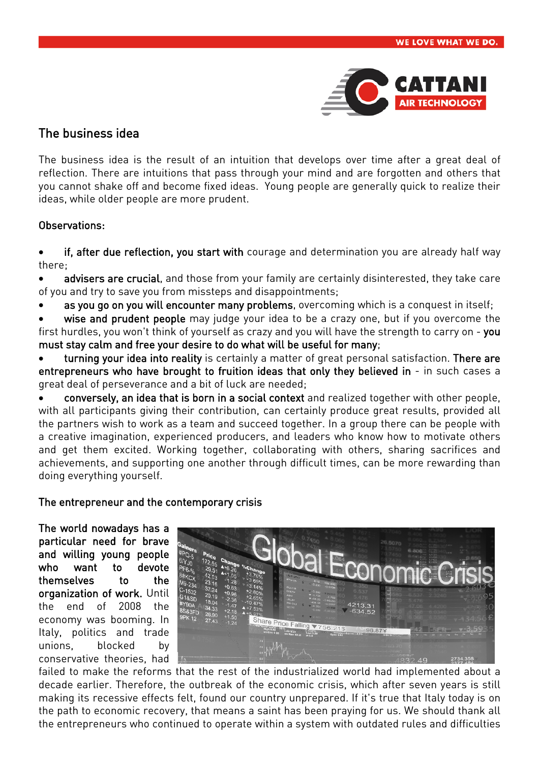## The business idea

The business idea is the result of an intuition that develops over time after a great deal of reflection. There are intuitions that pass through your mind and are forgotten and others that you cannot shake off and become fixed ideas. Young people are generally quick to realize their ideas, while older people are more prudent.

Observations:

- **if, after due reflection, you start with** courage and determination you are already half way there;
- **advisers are crucial**, and those from your family are certainly disinterested, they take care of you and try to save you from missteps and disappointments;
- **as you go on you will encounter many problems**, overcoming which is a conquest in itself;
- **wise and prudent people** may judge your idea to be a crazy one, but if you overcome the first hurdles, you won't think of yourself as crazy and you will have the strength to carry on - **you must stay calm and free your desire to do what will be useful for many**;
- **turning your idea into reality** is certainly a matter of great personal satisfaction. **There are entrepreneurs who have brought to fruition ideas that only they believed in** - in such cases a great deal of perseverance and a bit of luck are needed;
- **conversely, an idea that is born in a social context** and realized together with other people, with all participants giving their contribution, can certainly produce great results, provided all the partners wish to work as a team and succeed together. In a group there can be people with a creative imagination, experienced producers, and leaders who know how to motivate others and get them excited. Working together, collaborating with others, sharing sacrifices and achievements, and supporting one another through difficult times, can be more rewarding than doing everything yourself.

## The entrepreneur and the contemporary crisis

**The world nowadays has a particular need for brave and willing young people who want to devote themselves to the organization of work.** Until the end of 2008 the economy was booming. In Italy, politics and trade unions, blocked by conservative theories, had failed to make the reforms that the rest of the industrialized world had implemented about a decade earlier. Therefore, the outbreak of the economic crisis, which after seven years is still making its recessive effects felt, found our country unprepared. If it's true that Italy today is on the path to economic recovery, that means a saint has been praying for us. We should thank all the entrepreneurs who continued to operate within a system with outdated rules and difficulties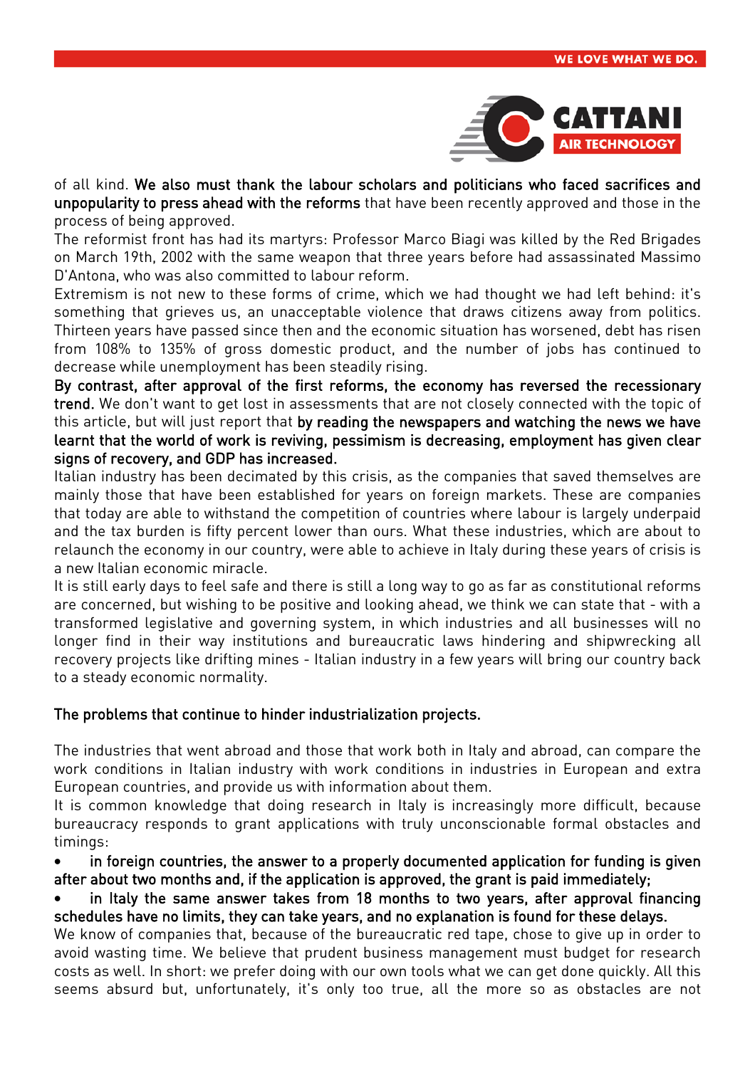of all kind. **We also must thank the labour scholars and politicians who faced sacrifices and unpopularity to press ahead with the reforms** that have been recently approved and those in the process of being approved.

The reformist front has had its martyrs: Professor Marco Biagi was killed by the Red Brigades on March 19th, 2002 with the same weapon that three years before had assassinated Massimo D'Antona, who was also committed to labour reform.

Extremism is not new to these forms of crime, which we had thought we had left behind: it's something that grieves us, an unacceptable violence that draws citizens away from politics. Thirteen years have passed since then and the economic situation has worsened, debt has risen from 108% to 135% of gross domestic product, and the number of jobs has continued to decrease while unemployment has been steadily rising.

**By contrast, after approval of the first reforms, the economy has reversed the recessionary trend.** We don't want to get lost in assessments that are not closely connected with the topic of this article, but will just report that **by reading the newspapers and watching the news we have learnt that the world of work is reviving, pessimism is decreasing, employment has given clear signs of recovery, and GDP has increased.**

Italian industry has been decimated by this crisis, as the companies that saved themselves are mainly those that have been established for years on foreign markets. These are companies that today are able to withstand the competition of countries where labour is largely underpaid and the tax burden is fifty percent lower than ours. What these industries, which are about to relaunch the economy in our country, were able to achieve in Italy during these years of crisis is a new Italian economic miracle.

It is still early days to feel safe and there is still a long way to go as far as constitutional reforms are concerned, but wishing to be positive and looking ahead, we think we can state that - with a transformed legislative and governing system, in which industries and all businesses will no longer find in their way institutions and bureaucratic laws hindering and shipwrecking all recovery projects like drifting mines - Italian industry in a few years will bring our country back to a steady economic normality.

**The problems that continue to hinder industrialization projects.**

The industries that went abroad and those that work both in Italy and abroad, can compare the work conditions in Italian industry with work conditions in industries in European and extra European countries, and provide us with information about them.

It is common knowledge that doing research in Italy is increasingly more difficult, because bureaucracy responds to grant applications with truly unconscionable formal obstacles and timings:

- **in foreign countries, the answer to a properly documented application for funding is given after about two months and, if the application is approved, the grant is paid immediately;**
- **in Italy the same answer takes from 18 months to two years, after approval financing schedules have no limits, they can take years, and no explanation is found for these delays.**

We know of companies that, because of the bureaucratic red tape, chose to give up in order to avoid wasting time. We believe that prudent business management must budget for research costs as well. In short: we prefer doing with our own tools what we can get done quickly. All this seems absurd but, unfortunately, it's only too true, all the more so as obstacles are not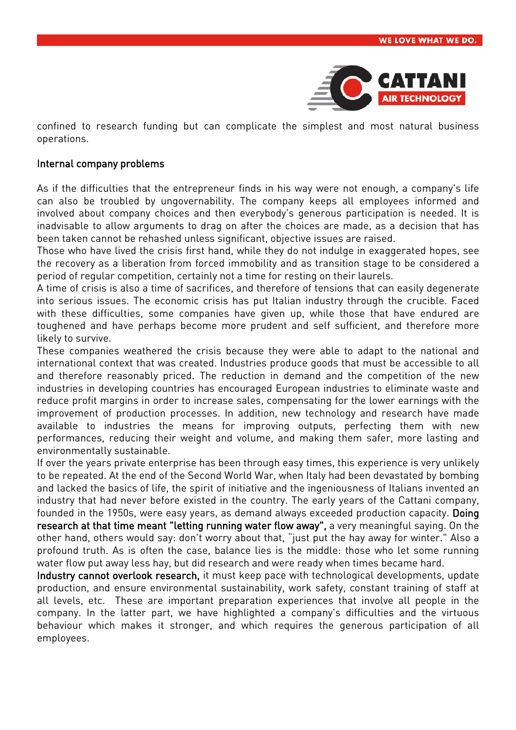confined to research funding but can complicate the simplest and most natural business operations.

## Internal company problems

As if the difficulties that the entrepreneur finds in his way were not enough, a company's life can also be troubled by ungovernability. The company keeps all employees informed and involved about company choices and then everybody's generous participation is needed. It is inadvisable to allow arguments to drag on after the choices are made, as a decision that has been taken cannot be rehashed unless significant, objective issues are raised.
Those who have lived the crisis first hand, while they do not indulge in exaggerated hopes, see the recovery as a liberation from forced immobility and as transition stage to be considered a period of regular competition, certainly not a time for resting on their laurels.
A time of crisis is also a time of sacrifices, and therefore of tensions that can easily degenerate into serious issues. The economic crisis has put Italian industry through the crucible. Faced with these difficulties, some companies have given up, while those that have endured are toughened and have perhaps become more prudent and self sufficient, and therefore more likely to survive.
These companies weathered the crisis because they were able to adapt to the national and international context that was created. Industries produce goods that must be accessible to all and therefore reasonably priced. The reduction in demand and the competition of the new industries in developing countries has encouraged European industries to eliminate waste and reduce profit margins in order to increase sales, compensating for the lower earnings with the improvement of production processes. In addition, new technology and research have made available to industries the means for improving outputs, perfecting them with new performances, reducing their weight and volume, and making them safer, more lasting and environmentally sustainable.
If over the years private enterprise has been through easy times, this experience is very unlikely to be repeated. At the end of the Second World War, when Italy had been devastated by bombing and lacked the basics of life, the spirit of initiative and the ingeniousness of Italians invented an industry that had never before existed in the country. The early years of the Cattani company, founded in the 1950s, were easy years, as demand always exceeded production capacity. **Doing research at that time meant "letting running water flow away",** a very meaningful saying. On the other hand, others would say: don't worry about that, "just put the hay away for winter." Also a profound truth. As is often the case, balance lies is the middle: those who let some running water flow put away less hay, but did research and were ready when times became hard.
**Industry cannot overlook research,** it must keep pace with technological developments, update production, and ensure environmental sustainability, work safety, constant training of staff at all levels, etc. These are important preparation experiences that involve all people in the company. In the latter part, we have highlighted a company's difficulties and the virtuous behaviour which makes it stronger, and which requires the generous participation of all employees.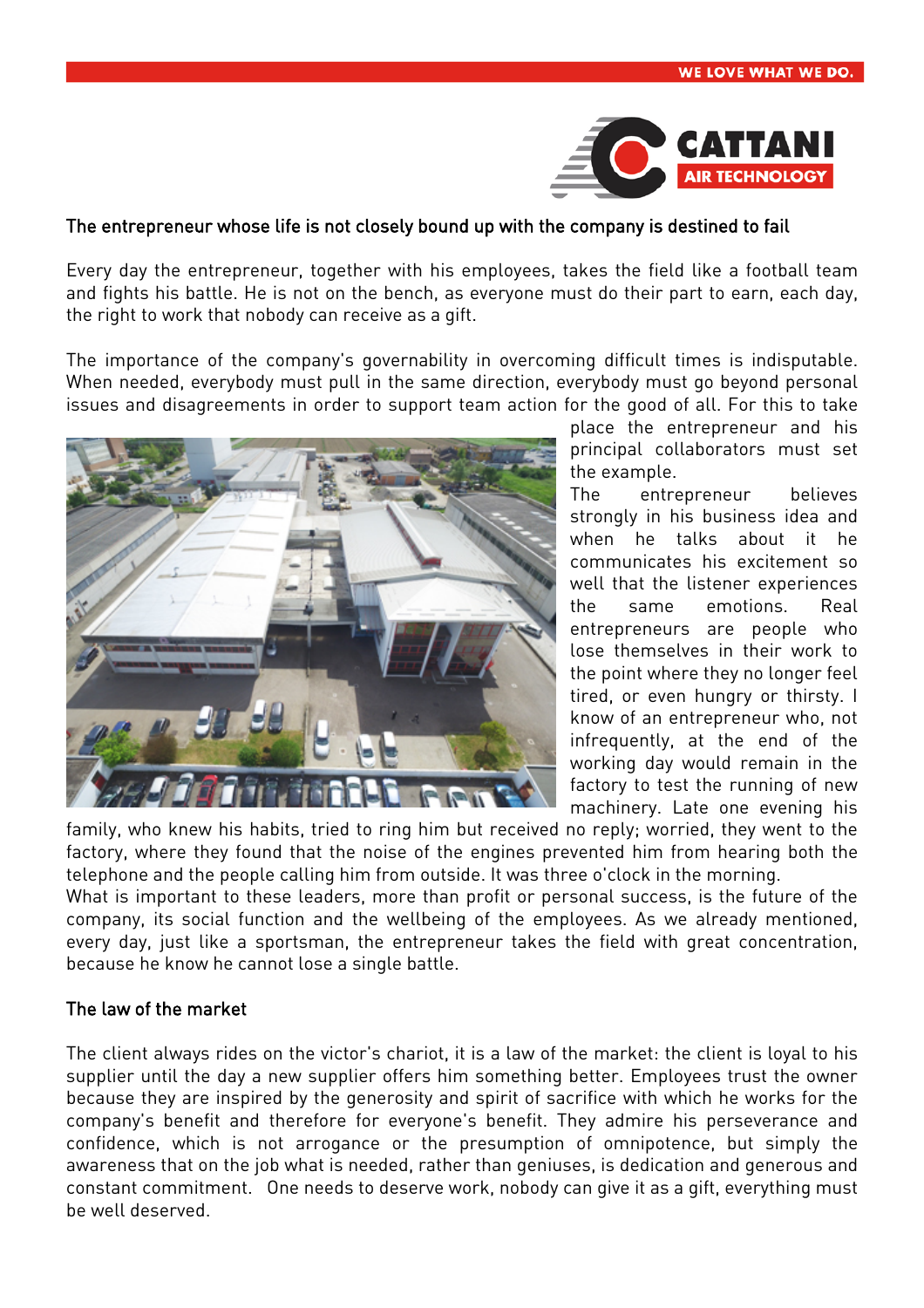## The entrepreneur whose life is not closely bound up with the company is destined to fail

Every day the entrepreneur, together with his employees, takes the field like a football team and fights his battle. He is not on the bench, as everyone must do their part to earn, each day, the right to work that nobody can receive as a gift.

The importance of the company's governability in overcoming difficult times is indisputable. When needed, everybody must pull in the same direction, everybody must go beyond personal issues and disagreements in order to support team action for the good of all. For this to take place the entrepreneur and his principal collaborators must set the example.

The entrepreneur believes strongly in his business idea and when he talks about it he communicates his excitement so well that the listener experiences the same emotions. Real entrepreneurs are people who lose themselves in their work to the point where they no longer feel tired, or even hungry or thirsty. I know of an entrepreneur who, not infrequently, at the end of the working day would remain in the factory to test the running of new machinery. Late one evening his family, who knew his habits, tried to ring him but received no reply; worried, they went to the factory, where they found that the noise of the engines prevented him from hearing both the telephone and the people calling him from outside. It was three o'clock in the morning.

What is important to these leaders, more than profit or personal success, is the future of the company, its social function and the wellbeing of the employees. As we already mentioned, every day, just like a sportsman, the entrepreneur takes the field with great concentration, because he know he cannot lose a single battle.

## The law of the market

The client always rides on the victor's chariot, it is a law of the market: the client is loyal to his supplier until the day a new supplier offers him something better. Employees trust the owner because they are inspired by the generosity and spirit of sacrifice with which he works for the company's benefit and therefore for everyone's benefit. They admire his perseverance and confidence, which is not arrogance or the presumption of omnipotence, but simply the awareness that on the job what is needed, rather than geniuses, is dedication and generous and constant commitment. One needs to deserve work, nobody can give it as a gift, everything must be well deserved.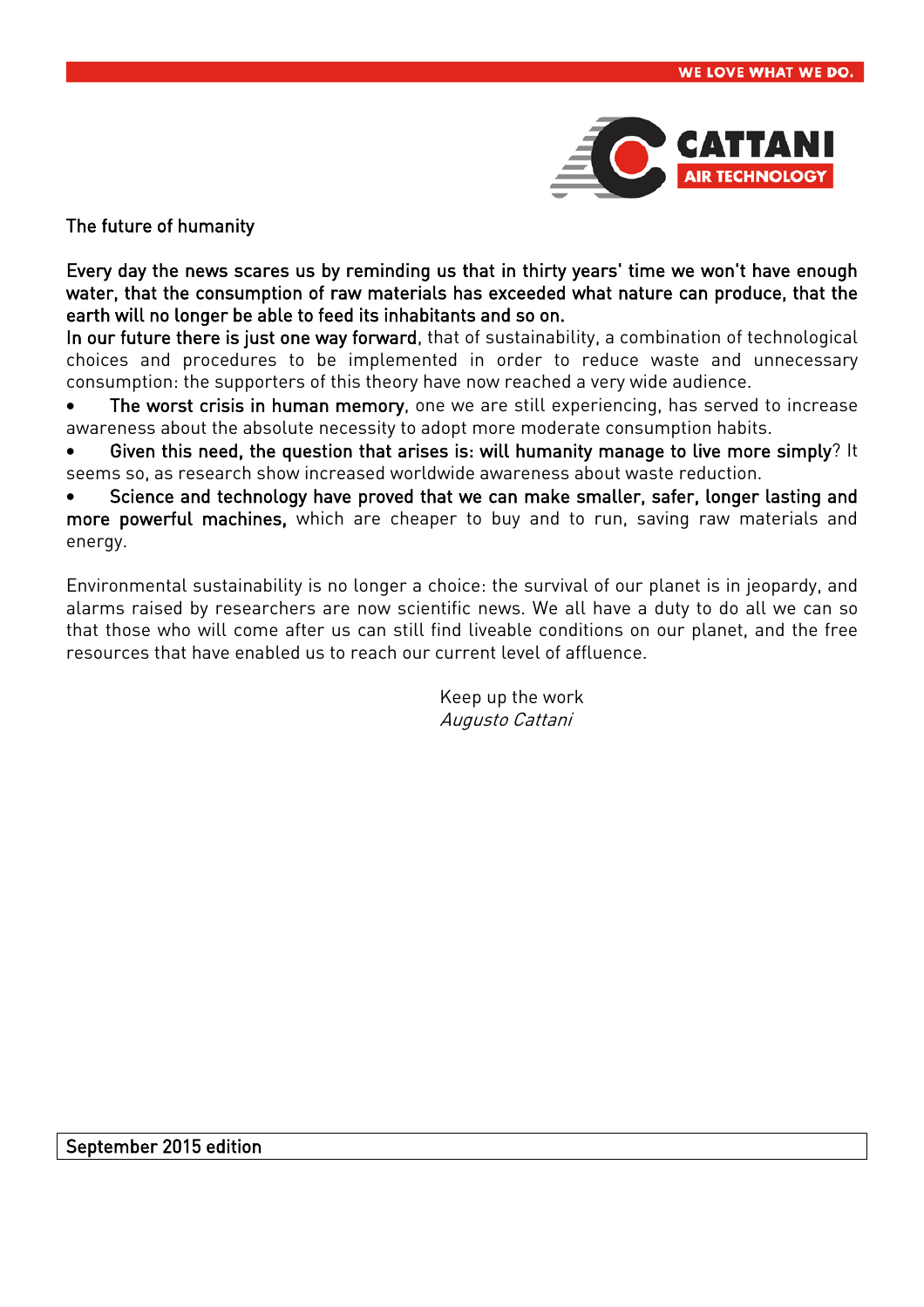The future of humanity

**Every day the news scares us by reminding us that in thirty years' time we won't have enough water, that the consumption of raw materials has exceeded what nature can produce, that the earth will no longer be able to feed its inhabitants and so on.**

**In our future there is just one way forward**, that of sustainability, a combination of technological choices and procedures to be implemented in order to reduce waste and unnecessary consumption: the supporters of this theory have now reached a very wide audience.

- **The worst crisis in human memory**, one we are still experiencing, has served to increase awareness about the absolute necessity to adopt more moderate consumption habits.
- **Given this need, the question that arises is: will humanity manage to live more simply**? It seems so, as research show increased worldwide awareness about waste reduction.
- **Science and technology have proved that we can make smaller, safer, longer lasting and more powerful machines,** which are cheaper to buy and to run, saving raw materials and energy.

Environmental sustainability is no longer a choice: the survival of our planet is in jeopardy, and alarms raised by researchers are now scientific news. We all have a duty to do all we can so that those who will come after us can still find liveable conditions on our planet, and the free resources that have enabled us to reach our current level of affluence.

Keep up the work
*Augusto Cattani*

September 2015 edition